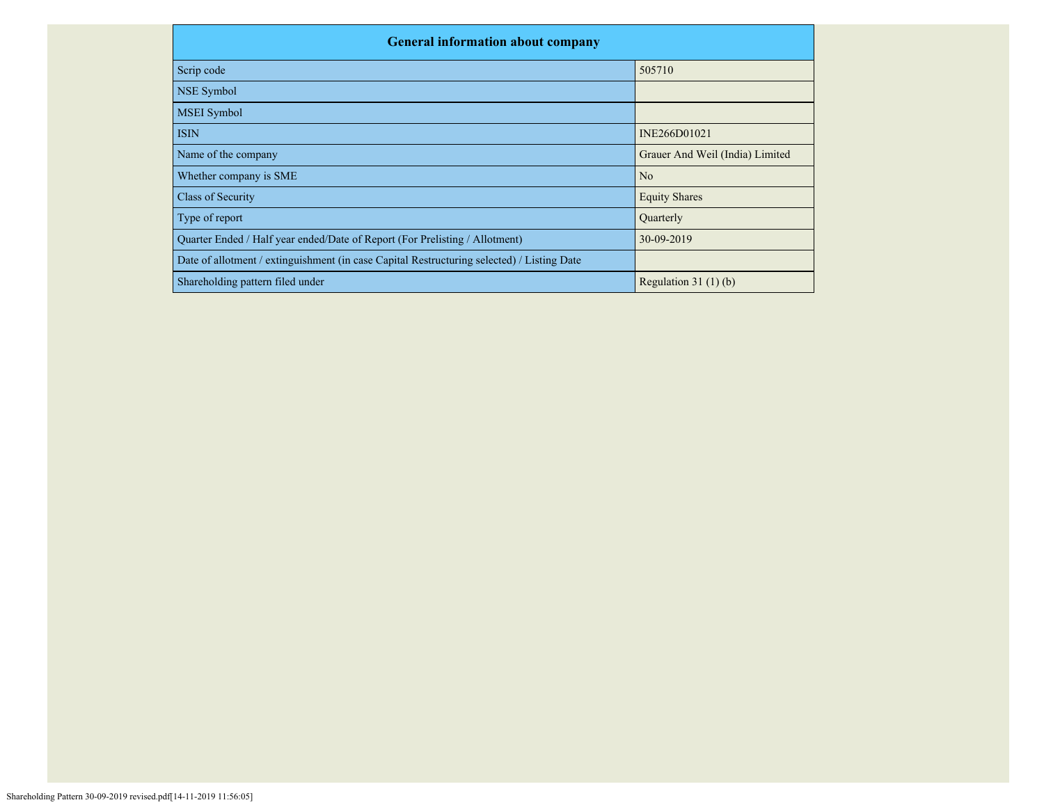| General information about company | |
|---|---|
| Scrip code | 505710 |
| NSE Symbol | |
| MSEI Symbol | |
| ISIN | INE266D01021 |
| Name of the company | Grauer And Weil (India) Limited |
| Whether company is SME | No |
| Class of Security | Equity Shares |
| Type of report | Quarterly |
| Quarter Ended / Half year ended/Date of Report (For Prelisting / Allotment) | 30-09-2019 |
| Date of allotment / extinguishment (in case Capital Restructuring selected) / Listing Date | |
| Shareholding pattern filed under | Regulation 31 (1) (b) |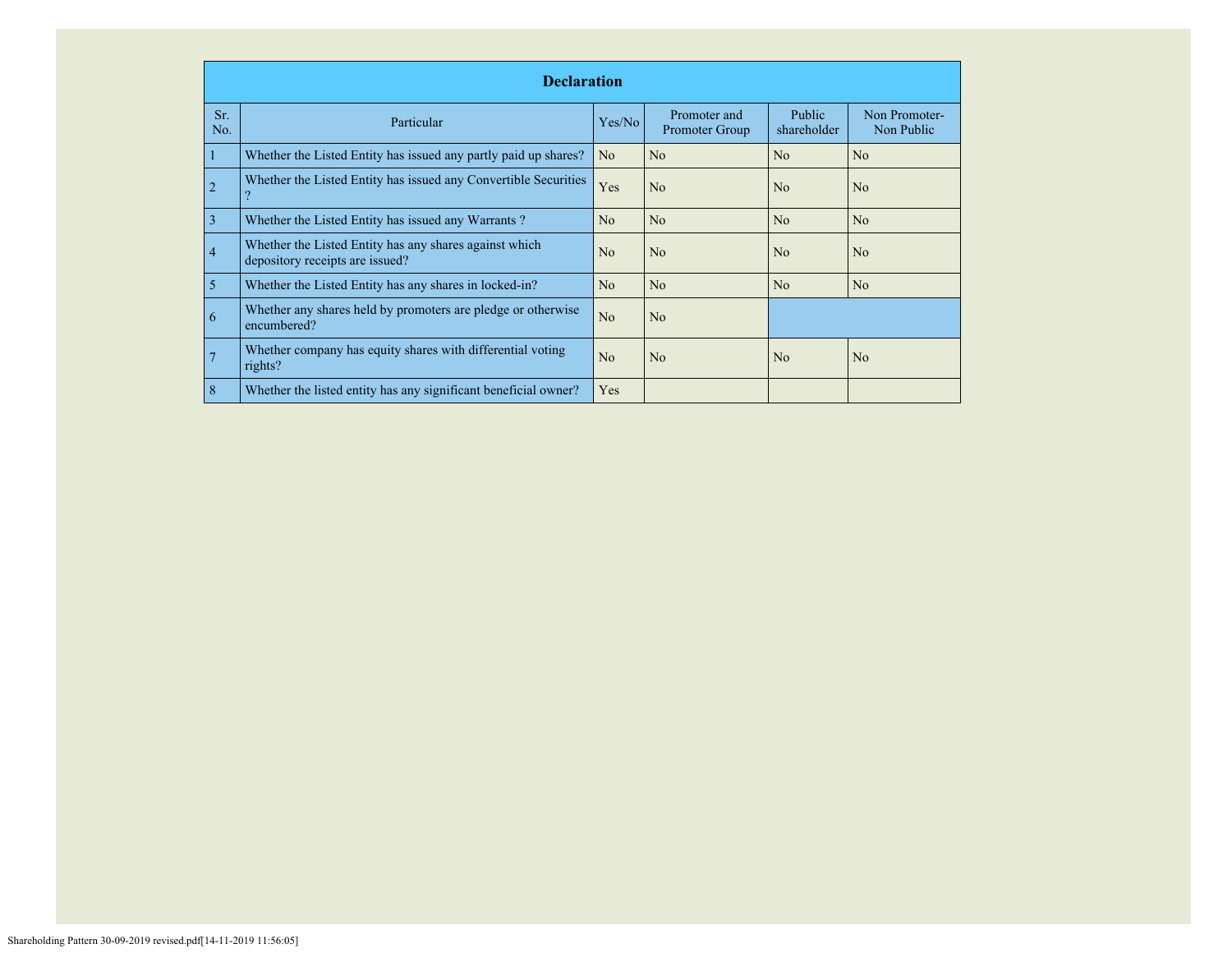| Declaration | | | | | |
|---|---|---|---|---|---|
| Sr. No. | Particular | Yes/No | Promoter and Promoter Group | Public shareholder | Non Promoter- Non Public |
| 1 | Whether the Listed Entity has issued any partly paid up shares? | No | No | No | No |
| 2 | Whether the Listed Entity has issued any Convertible Securities ? | Yes | No | No | No |
| 3 | Whether the Listed Entity has issued any Warrants ? | No | No | No | No |
| 4 | Whether the Listed Entity has any shares against which depository receipts are issued? | No | No | No | No |
| 5 | Whether the Listed Entity has any shares in locked-in? | No | No | No | No |
| 6 | Whether any shares held by promoters are pledge or otherwise encumbered? | No | No | | |
| 7 | Whether company has equity shares with differential voting rights? | No | No | No | No |
| 8 | Whether the listed entity has any significant beneficial owner? | Yes | | | |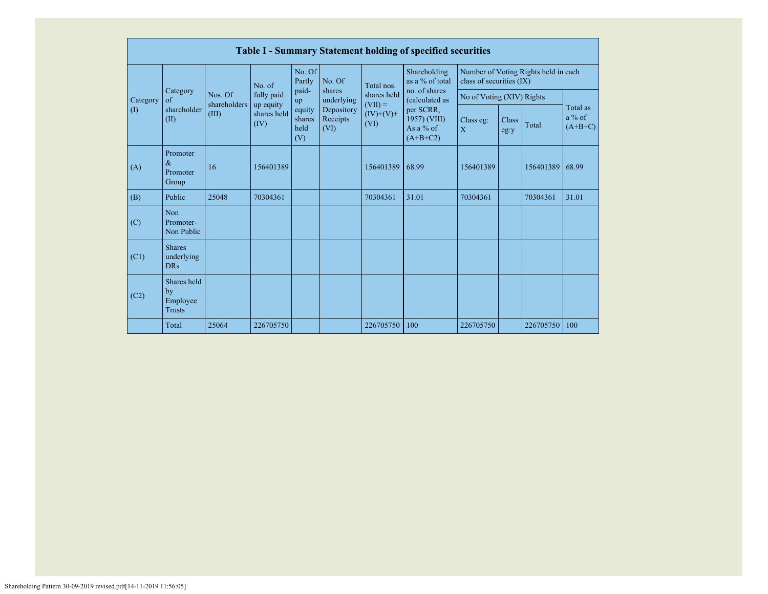# Table I - Summary Statement holding of specified securities

| Category (I) | Category of shareholder (II) | Nos. Of shareholders (III) | No. of fully paid up equity shares held (IV) | No. Of Partly paid-up equity shares held (V) | No. Of shares underlying Depository Receipts (VI) | Total nos. shares held (VII) = (IV)+(V)+ (VI) | Shareholding as a % of total no. of shares (calculated as per SCRR, 1957) (VIII) As a % of (A+B+C2) | Number of Voting Rights held in each class of securities (IX) | | | |
|---|---|---|---|---|---|---|---|---|---|---|---|
| | | | | | | | | No of Voting (XIV) Rights | | | Total as a % of (A+B+C) |
| | | | | | | | | Class eg: X | Class eg:y | Total | |
| (A) | Promoter & Promoter Group | 16 | 156401389 | | | 156401389 | 68.99 | 156401389 | | 156401389 | 68.99 |
| (B) | Public | 25048 | 70304361 | | | 70304361 | 31.01 | 70304361 | | 70304361 | 31.01 |
| (C) | Non Promoter- Non Public | | | | | | | | | | |
| (C1) | Shares underlying DRs | | | | | | | | | | |
| (C2) | Shares held by Employee Trusts | | | | | | | | | | |
| | Total | 25064 | 226705750 | | | 226705750 | 100 | 226705750 | | 226705750 | 100 |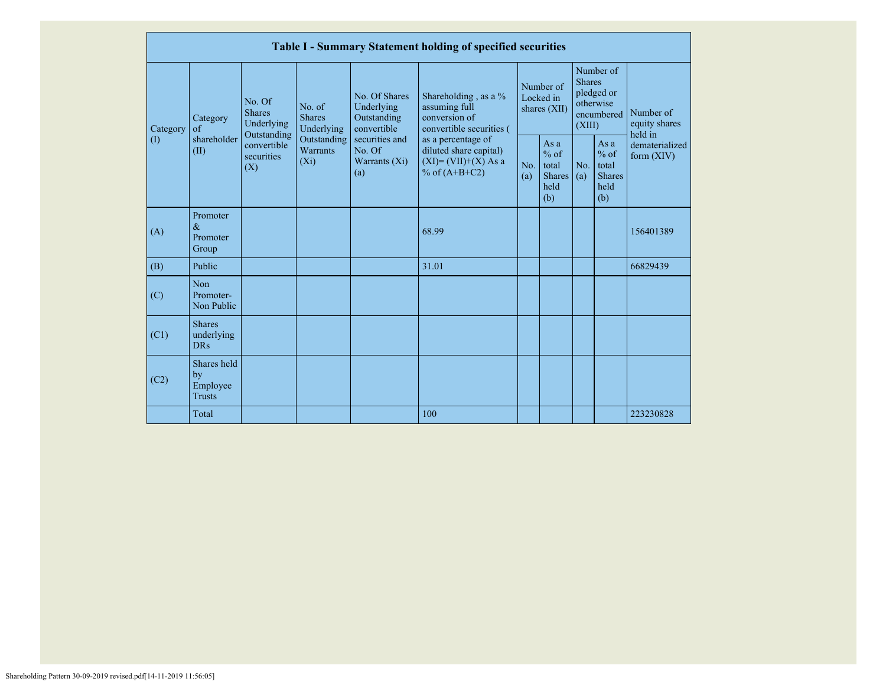| Table I - Summary Statement holding of specified securities | | | | | | | | | | |
|---|---|---|---|---|---|---|---|---|---|---|
| Category (I) | Category of shareholder (II) | No. Of Shares Underlying Outstanding convertible securities (X) | No. of Shares Underlying Outstanding Warrants (Xi) | No. Of Shares Underlying Outstanding convertible securities and No. Of Warrants (Xi) (a) | Shareholding , as a % assuming full conversion of convertible securities ( as a percentage of diluted share capital) (XI)= (VII)+(X) As a % of (A+B+C2) | Number of Locked in shares (XII) | | Number of Shares pledged or otherwise encumbered (XIII) | | Number of equity shares held in dematerialized form (XIV) |
| | | | | | | No. (a) | As a % of total Shares held (b) | No. (a) | As a % of total Shares held (b) | |
| (A) | Promoter & Promoter Group | | | | 68.99 | | | | | 156401389 |
| (B) | Public | | | | 31.01 | | | | | 66829439 |
| (C) | Non Promoter- Non Public | | | | | | | | | |
| (C1) | Shares underlying DRs | | | | | | | | | |
| (C2) | Shares held by Employee Trusts | | | | | | | | | |
| | Total | | | | 100 | | | | | 223230828 |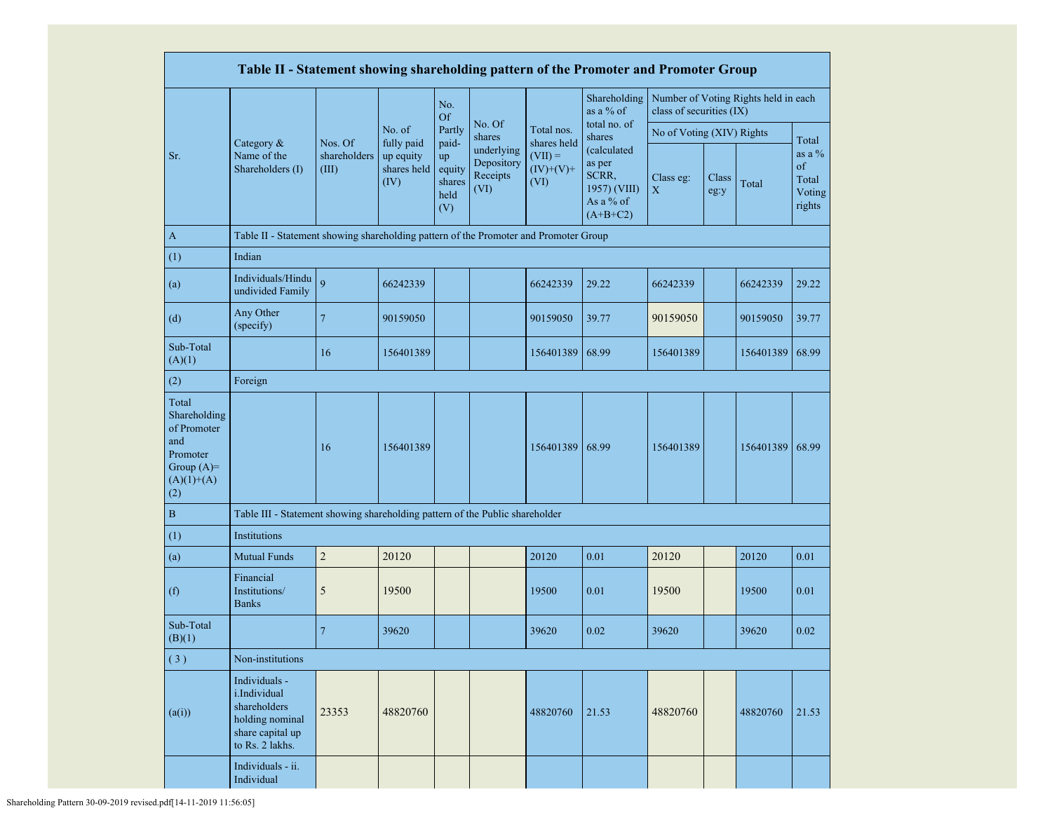| Table II - Statement showing shareholding pattern of the Promoter and Promoter Group | | | | | | | | | | | |
|---|---|---|---|---|---|---|---|---|---|---|---|
| Sr. | Category & Name of the Shareholders (I) | Nos. Of shareholders (III) | No. of fully paid up equity shares held (IV) | No. Of Partly paid-up equity shares held (V) | No. Of shares underlying Depository Receipts (VI) | Total nos. shares held (VII) = (IV)+(V)+ (VI) | Shareholding as a % of total no. of shares (calculated as per SCRR, 1957) (VIII) As a % of (A+B+C2) | Number of Voting Rights held in each class of securities (IX) | | | |
| | | | | | | | | No of Voting (XIV) Rights | | | Total as a % of Total Voting rights |
| | | | | | | | | Class eg: X | Class eg:y | Total | |
| A | Table II - Statement showing shareholding pattern of the Promoter and Promoter Group | | | | | | | | | | |
| (1) | Indian | | | | | | | | | | |
| (a) | Individuals/Hindu undivided Family | 9 | 66242339 | | | 66242339 | 29.22 | 66242339 | | 66242339 | 29.22 |
| (d) | Any Other (specify) | 7 | 90159050 | | | 90159050 | 39.77 | 90159050 | | 90159050 | 39.77 |
| Sub-Total (A)(1) | | 16 | 156401389 | | | 156401389 | 68.99 | 156401389 | | 156401389 | 68.99 |
| (2) | Foreign | | | | | | | | | | |
| Total Shareholding of Promoter and Promoter Group (A)=(A)(1)+(A)(2) | | 16 | 156401389 | | | 156401389 | 68.99 | 156401389 | | 156401389 | 68.99 |
| B | Table III - Statement showing shareholding pattern of the Public shareholder | | | | | | | | | | |
| (1) | Institutions | | | | | | | | | | |
| (a) | Mutual Funds | 2 | 20120 | | | 20120 | 0.01 | 20120 | | 20120 | 0.01 |
| (f) | Financial Institutions/ Banks | 5 | 19500 | | | 19500 | 0.01 | 19500 | | 19500 | 0.01 |
| Sub-Total (B)(1) | | 7 | 39620 | | | 39620 | 0.02 | 39620 | | 39620 | 0.02 |
| ( 3 ) | Non-institutions | | | | | | | | | | |
| (a(i)) | Individuals - i.Individual shareholders holding nominal share capital up to Rs. 2 lakhs. | 23353 | 48820760 | | | 48820760 | 21.53 | 48820760 | | 48820760 | 21.53 |
| | Individuals - ii. Individual | | | | | | | | | | |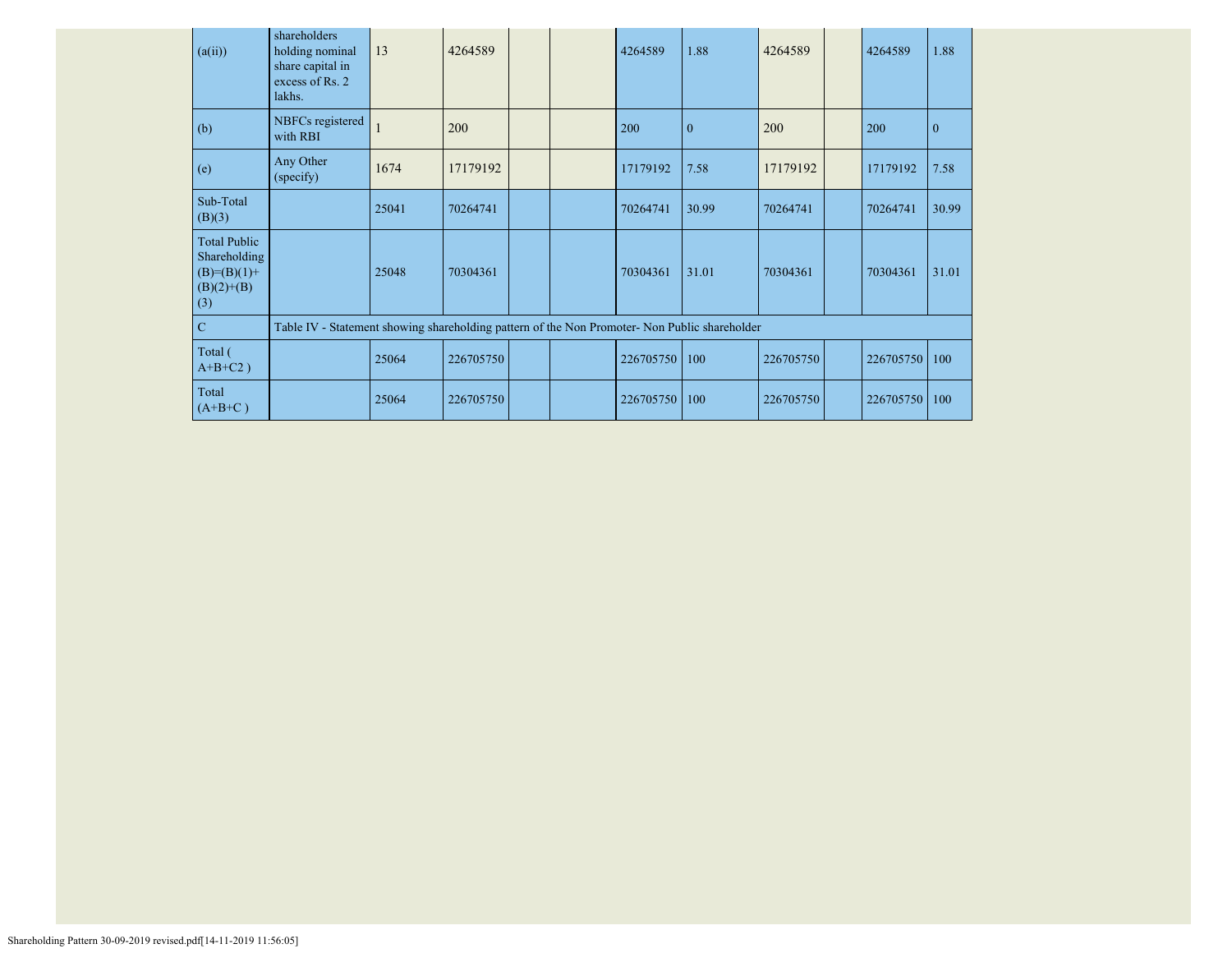| (a(ii)) | shareholders holding nominal share capital in excess of Rs. 2 lakhs. | 13 | 4264589 | | | 4264589 | 1.88 | 4264589 | | 4264589 | 1.88 |
|---|---|---|---|---|---|---|---|---|---|---|---|
| (b) | NBFCs registered with RBI | 1 | 200 | | | 200 | 0 | 200 | | 200 | 0 |
| (e) | Any Other (specify) | 1674 | 17179192 | | | 17179192 | 7.58 | 17179192 | | 17179192 | 7.58 |
| Sub-Total (B)(3) | | 25041 | 70264741 | | | 70264741 | 30.99 | 70264741 | | 70264741 | 30.99 |
| Total Public Shareholding (B)=(B)(1)+(B)(2)+(B)(3) | | 25048 | 70304361 | | | 70304361 | 31.01 | 70304361 | | 70304361 | 31.01 |
| C | Table IV - Statement showing shareholding pattern of the Non Promoter- Non Public shareholder | | | | | | | | | | |
| Total ( A+B+C2 ) | | 25064 | 226705750 | | | 226705750 | 100 | 226705750 | | 226705750 | 100 |
| Total (A+B+C ) | | 25064 | 226705750 | | | 226705750 | 100 | 226705750 | | 226705750 | 100 |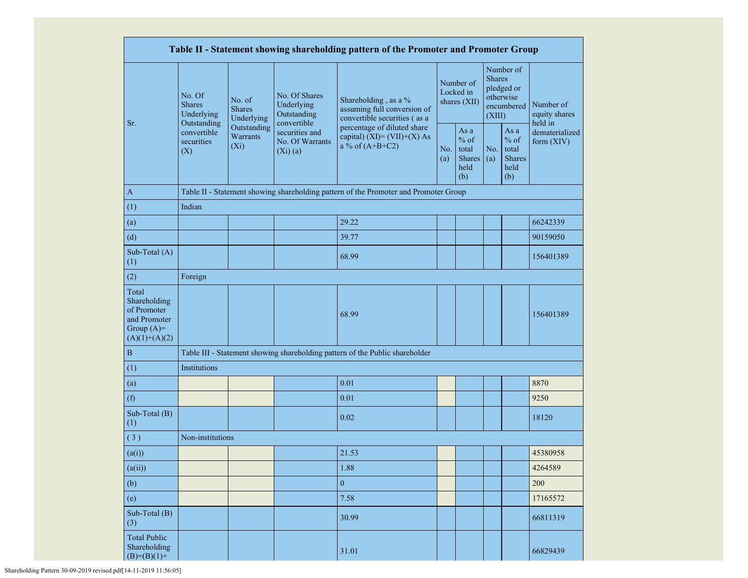| Table II - Statement showing shareholding pattern of the Promoter and Promoter Group | | | | | | | | | |
|---|---|---|---|---|---|---|---|---|---|
| Sr. | No. Of Shares Underlying Outstanding convertible securities (X) | No. of Shares Underlying Outstanding Warrants (Xi) | No. Of Shares Underlying Outstanding convertible securities and No. Of Warrants (Xi) (a) | Shareholding , as a % assuming full conversion of convertible securities ( as a percentage of diluted share capital) (XI)= (VII)+(X) As a % of (A+B+C2) | Number of Locked in shares (XII) | | Number of Shares pledged or otherwise encumbered (XIII) | | Number of equity shares held in dematerialized form (XIV) |
| | | | | | No. (a) | As a % of total Shares held (b) | No. (a) | As a % of total Shares held (b) | |
| A | Table II - Statement showing shareholding pattern of the Promoter and Promoter Group | | | | | | | | |
| (1) | Indian | | | | | | | | |
| (a) | | | | 29.22 | | | | | 66242339 |
| (d) | | | | 39.77 | | | | | 90159050 |
| Sub-Total (A) (1) | | | | 68.99 | | | | | 156401389 |
| (2) | Foreign | | | | | | | | |
| Total Shareholding of Promoter and Promoter Group (A)=(A)(1)+(A)(2) | | | | 68.99 | | | | | 156401389 |
| B | Table III - Statement showing shareholding pattern of the Public shareholder | | | | | | | | |
| (1) | Institutions | | | | | | | | |
| (a) | | | | 0.01 | | | | | 8870 |
| (f) | | | | 0.01 | | | | | 9250 |
| Sub-Total (B) (1) | | | | 0.02 | | | | | 18120 |
| ( 3 ) | Non-institutions | | | | | | | | |
| (a(i)) | | | | 21.53 | | | | | 45380958 |
| (a(ii)) | | | | 1.88 | | | | | 4264589 |
| (b) | | | | 0 | | | | | 200 |
| (e) | | | | 7.58 | | | | | 17165572 |
| Sub-Total (B) (3) | | | | 30.99 | | | | | 66811319 |
| Total Public Shareholding (B)=(B)(1)+ | | | | 31.01 | | | | | 66829439 |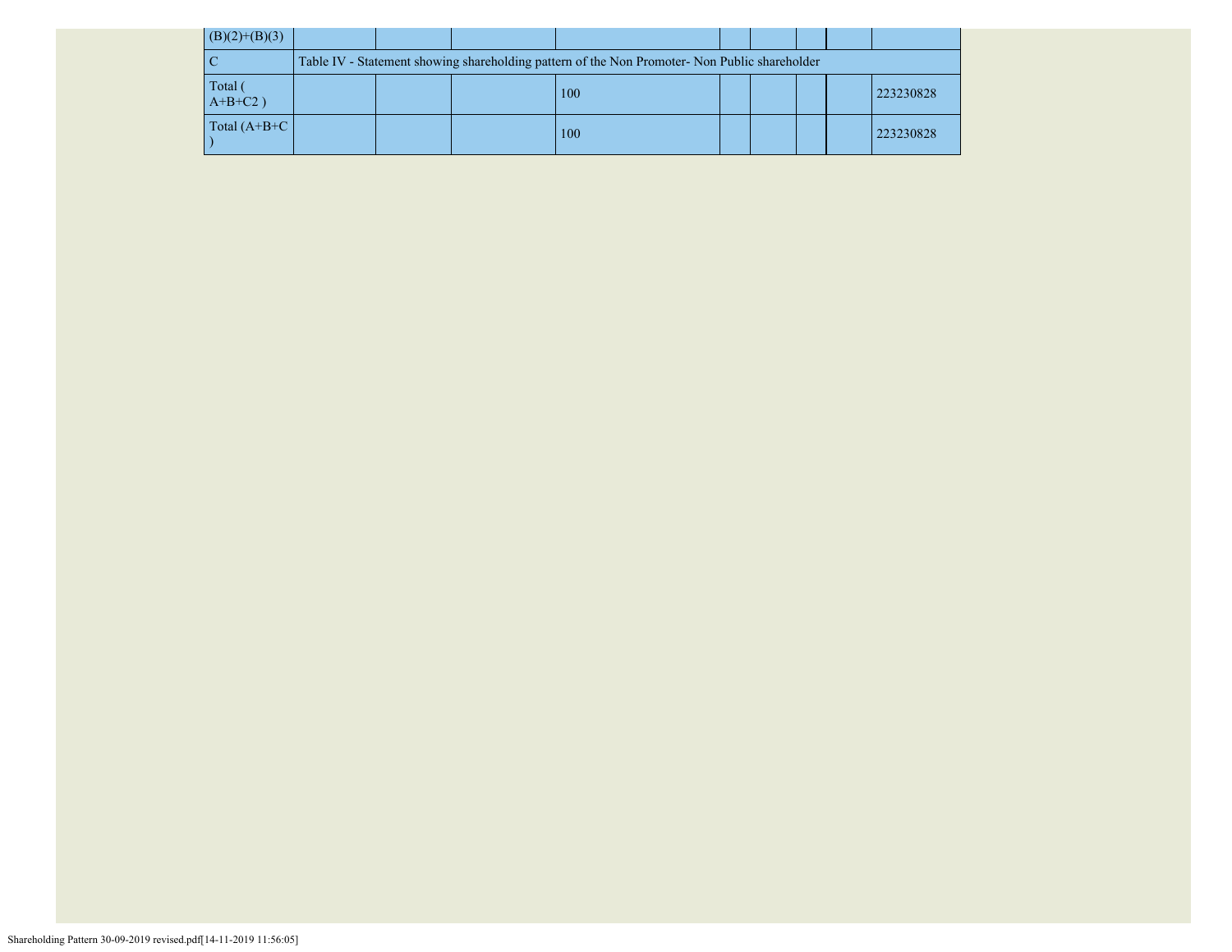| | | | | | | | | | |
|---|---|---|---|---|---|---|---|---|---|
| (B)(2)+(B)(3) | | | | | | | | | |
| C | Table IV - Statement showing shareholding pattern of the Non Promoter- Non Public shareholder | | | | | | | | |
| Total ( A+B+C2 ) | | | | 100 | | | | | 223230828 |
| Total (A+B+C ) | | | | 100 | | | | | 223230828 |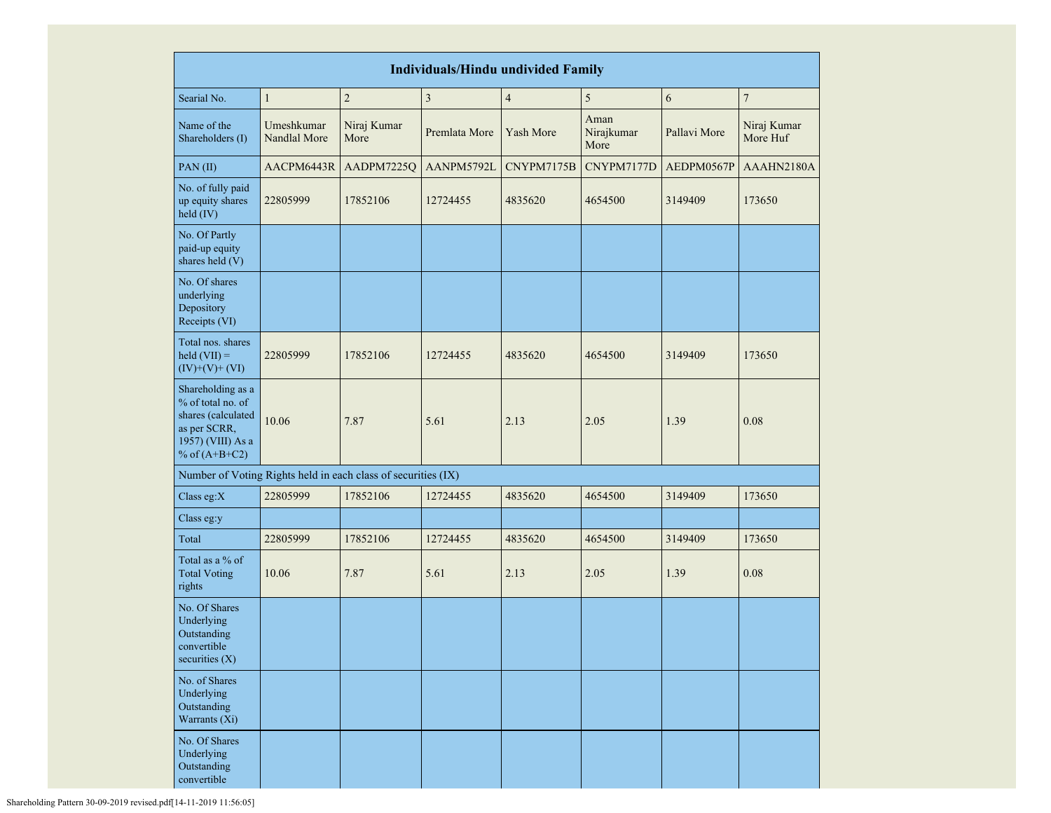| Individuals/Hindu undivided Family | | | | | | | |
|---|---|---|---|---|---|---|---|
| Searial No. | 1 | 2 | 3 | 4 | 5 | 6 | 7 |
| Name of the Shareholders (I) | Umeshkumar Nandlal More | Niraj Kumar More | Premlata More | Yash More | Aman Nirajkumar More | Pallavi More | Niraj Kumar More Huf |
| PAN (II) | AACPM6443R | AADPM7225Q | AANPM5792L | CNYPM7175B | CNYPM7177D | AEDPM0567P | AAAHN2180A |
| No. of fully paid up equity shares held (IV) | 22805999 | 17852106 | 12724455 | 4835620 | 4654500 | 3149409 | 173650 |
| No. Of Partly paid-up equity shares held (V) | | | | | | | |
| No. Of shares underlying Depository Receipts (VI) | | | | | | | |
| Total nos. shares held (VII) = (IV)+(V)+ (VI) | 22805999 | 17852106 | 12724455 | 4835620 | 4654500 | 3149409 | 173650 |
| Shareholding as a % of total no. of shares (calculated as per SCRR, 1957) (VIII) As a % of (A+B+C2) | 10.06 | 7.87 | 5.61 | 2.13 | 2.05 | 1.39 | 0.08 |
| Number of Voting Rights held in each class of securities (IX) | | | | | | | |
| Class eg:X | 22805999 | 17852106 | 12724455 | 4835620 | 4654500 | 3149409 | 173650 |
| Class eg:y | | | | | | | |
| Total | 22805999 | 17852106 | 12724455 | 4835620 | 4654500 | 3149409 | 173650 |
| Total as a % of Total Voting rights | 10.06 | 7.87 | 5.61 | 2.13 | 2.05 | 1.39 | 0.08 |
| No. Of Shares Underlying Outstanding convertible securities (X) | | | | | | | |
| No. of Shares Underlying Outstanding Warrants (Xi) | | | | | | | |
| No. Of Shares Underlying Outstanding convertible | | | | | | | |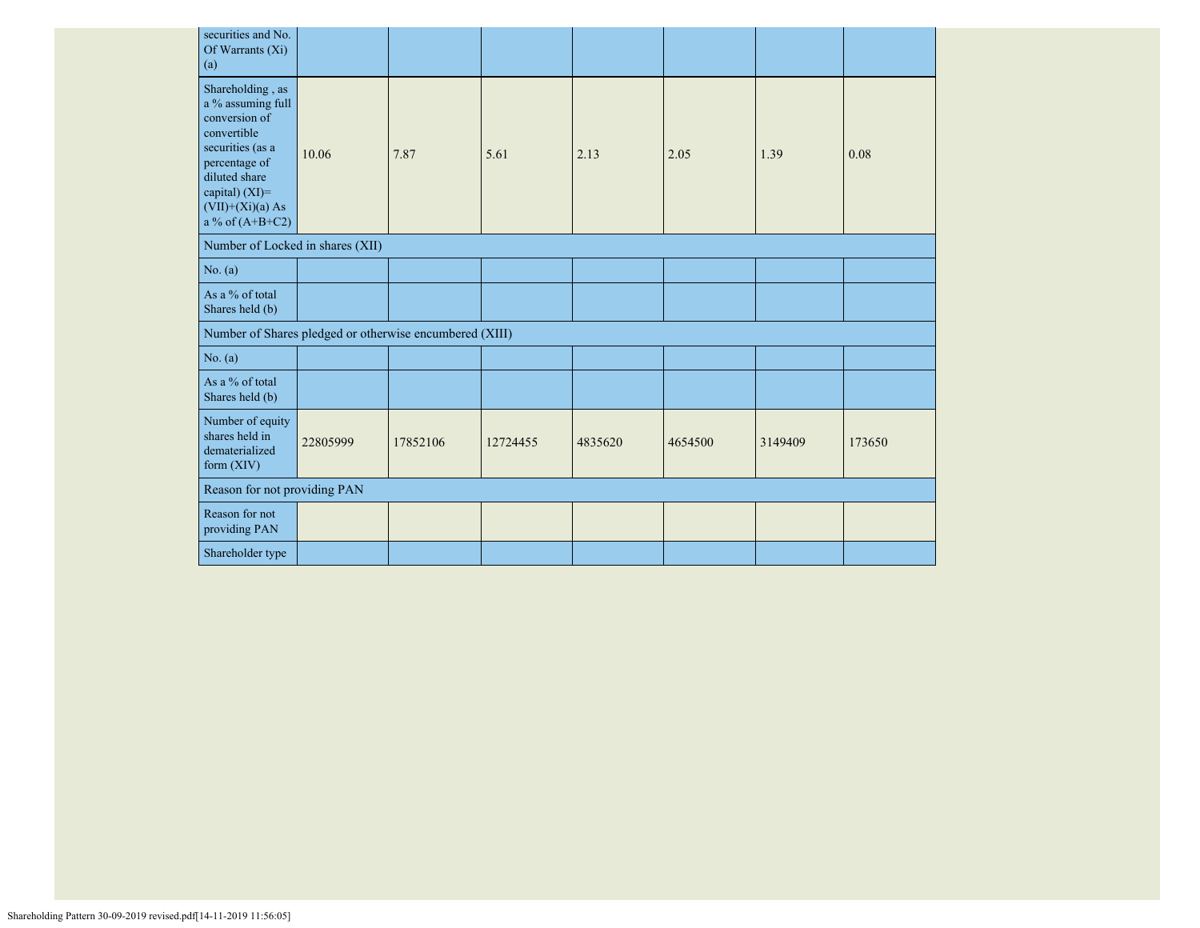| securities and No. Of Warrants (Xi) (a) | | | | | | | |
|---|---|---|---|---|---|---|---|
| Shareholding , as a % assuming full conversion of convertible securities (as a percentage of diluted share capital) (XI)= (VII)+(Xi)(a) As a % of (A+B+C2) | 10.06 | 7.87 | 5.61 | 2.13 | 2.05 | 1.39 | 0.08 |
| Number of Locked in shares (XII) | | | | | | | |
| No. (a) | | | | | | | |
| As a % of total Shares held (b) | | | | | | | |
| Number of Shares pledged or otherwise encumbered (XIII) | | | | | | | |
| No. (a) | | | | | | | |
| As a % of total Shares held (b) | | | | | | | |
| Number of equity shares held in dematerialized form (XIV) | 22805999 | 17852106 | 12724455 | 4835620 | 4654500 | 3149409 | 173650 |
| Reason for not providing PAN | | | | | | | |
| Reason for not providing PAN | | | | | | | |
| Shareholder type | | | | | | | |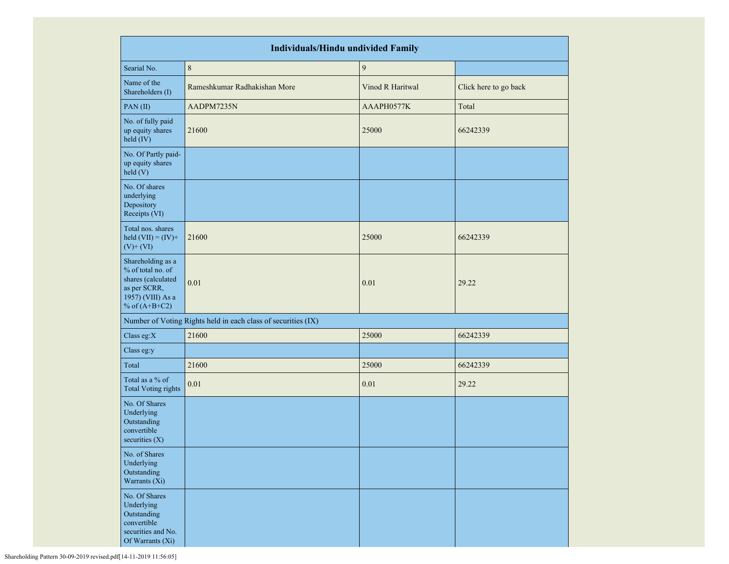| Individuals/Hindu undivided Family | | | |
|---|---|---|---|
| Searial No. | 8 | 9 | |
| Name of the Shareholders (I) | Rameshkumar Radhakishan More | Vinod R Haritwal | Click here to go back |
| PAN (II) | AADPM7235N | AAAPH0577K | Total |
| No. of fully paid up equity shares held (IV) | 21600 | 25000 | 66242339 |
| No. Of Partly paid-up equity shares held (V) | | | |
| No. Of shares underlying Depository Receipts (VI) | | | |
| Total nos. shares held (VII) = (IV)+(V)+ (VI) | 21600 | 25000 | 66242339 |
| Shareholding as a % of total no. of shares (calculated as per SCRR, 1957) (VIII) As a % of (A+B+C2) | 0.01 | 0.01 | 29.22 |
| Number of Voting Rights held in each class of securities (IX) | | | |
| Class eg:X | 21600 | 25000 | 66242339 |
| Class eg:y | | | |
| Total | 21600 | 25000 | 66242339 |
| Total as a % of Total Voting rights | 0.01 | 0.01 | 29.22 |
| No. Of Shares Underlying Outstanding convertible securities (X) | | | |
| No. of Shares Underlying Outstanding Warrants (Xi) | | | |
| No. Of Shares Underlying Outstanding convertible securities and No. Of Warrants (Xi) | | | |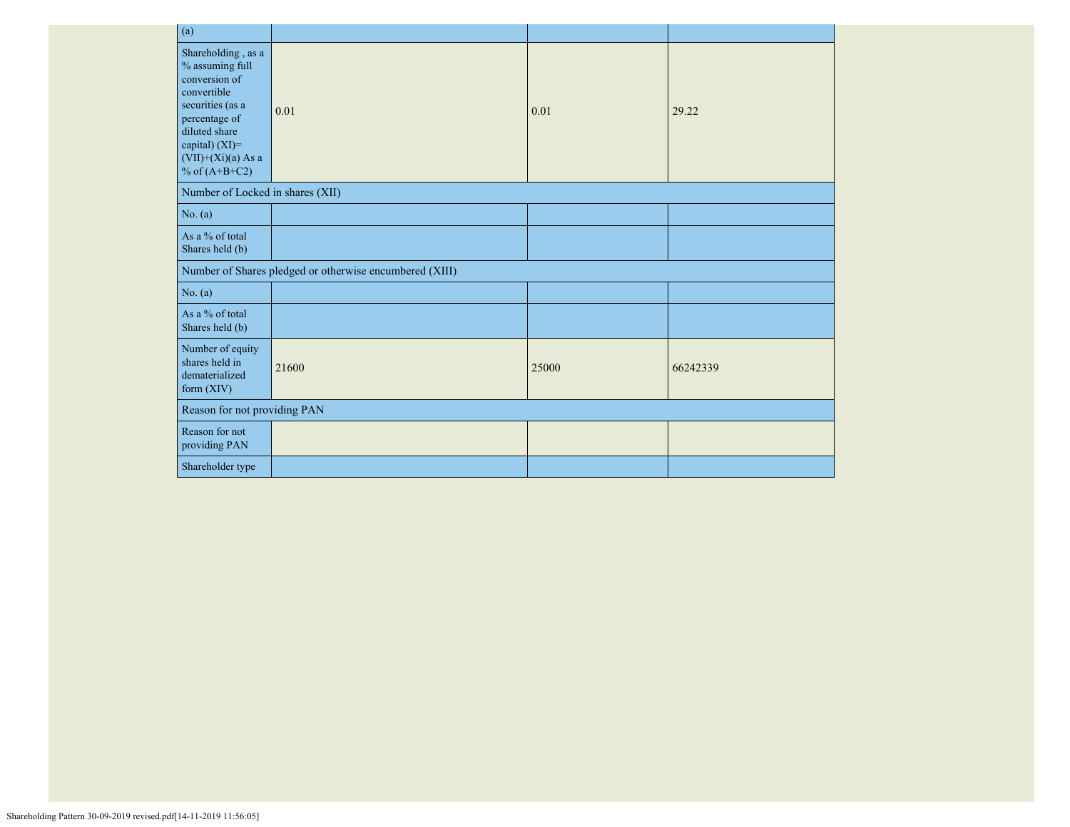| (a) | | | |
|---|---|---|---|
| Shareholding , as a % assuming full conversion of convertible securities (as a percentage of diluted share capital) (XI)= (VII)+(Xi)(a) As a % of (A+B+C2) | 0.01 | 0.01 | 29.22 |
| Number of Locked in shares (XII) | | | |
| No. (a) | | | |
| As a % of total Shares held (b) | | | |
| Number of Shares pledged or otherwise encumbered (XIII) | | | |
| No. (a) | | | |
| As a % of total Shares held (b) | | | |
| Number of equity shares held in dematerialized form (XIV) | 21600 | 25000 | 66242339 |
| Reason for not providing PAN | | | |
| Reason for not providing PAN | | | |
| Shareholder type | | | |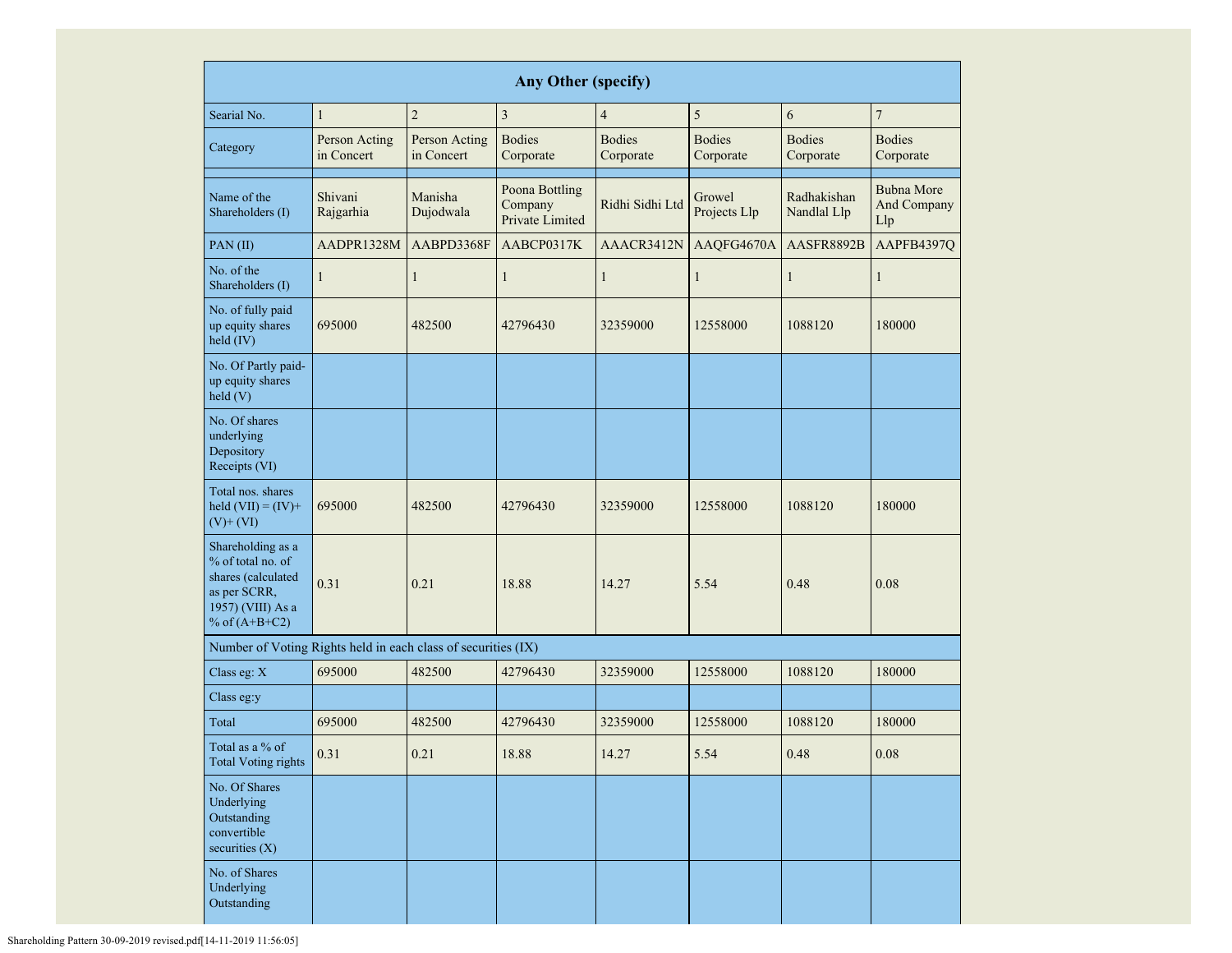| Any Other (specify) | | | | | | | |
|---|---|---|---|---|---|---|---|
| Searial No. | 1 | 2 | 3 | 4 | 5 | 6 | 7 |
| Category | Person Acting in Concert | Person Acting in Concert | Bodies Corporate | Bodies Corporate | Bodies Corporate | Bodies Corporate | Bodies Corporate |
| Name of the Shareholders (I) | Shivani Rajgarhia | Manisha Dujodwala | Poona Bottling Company Private Limited | Ridhi Sidhi Ltd | Growel Projects Llp | Radhakishan Nandlal Llp | Bubna More And Company Llp |
| PAN (II) | AADPR1328M | AABPD3368F | AABCP0317K | AAACR3412N | AAQFG4670A | AASFR8892B | AAPFB4397Q |
| No. of the Shareholders (I) | 1 | 1 | 1 | 1 | 1 | 1 | 1 |
| No. of fully paid up equity shares held (IV) | 695000 | 482500 | 42796430 | 32359000 | 12558000 | 1088120 | 180000 |
| No. Of Partly paid-up equity shares held (V) | | | | | | | |
| No. Of shares underlying Depository Receipts (VI) | | | | | | | |
| Total nos. shares held (VII) = (IV)+(V)+ (VI) | 695000 | 482500 | 42796430 | 32359000 | 12558000 | 1088120 | 180000 |
| Shareholding as a % of total no. of shares (calculated as per SCRR, 1957) (VIII) As a % of (A+B+C2) | 0.31 | 0.21 | 18.88 | 14.27 | 5.54 | 0.48 | 0.08 |
| Number of Voting Rights held in each class of securities (IX) | | | | | | | |
| Class eg: X | 695000 | 482500 | 42796430 | 32359000 | 12558000 | 1088120 | 180000 |
| Class eg:y | | | | | | | |
| Total | 695000 | 482500 | 42796430 | 32359000 | 12558000 | 1088120 | 180000 |
| Total as a % of Total Voting rights | 0.31 | 0.21 | 18.88 | 14.27 | 5.54 | 0.48 | 0.08 |
| No. Of Shares Underlying Outstanding convertible securities (X) | | | | | | | |
| No. of Shares Underlying Outstanding | | | | | | | |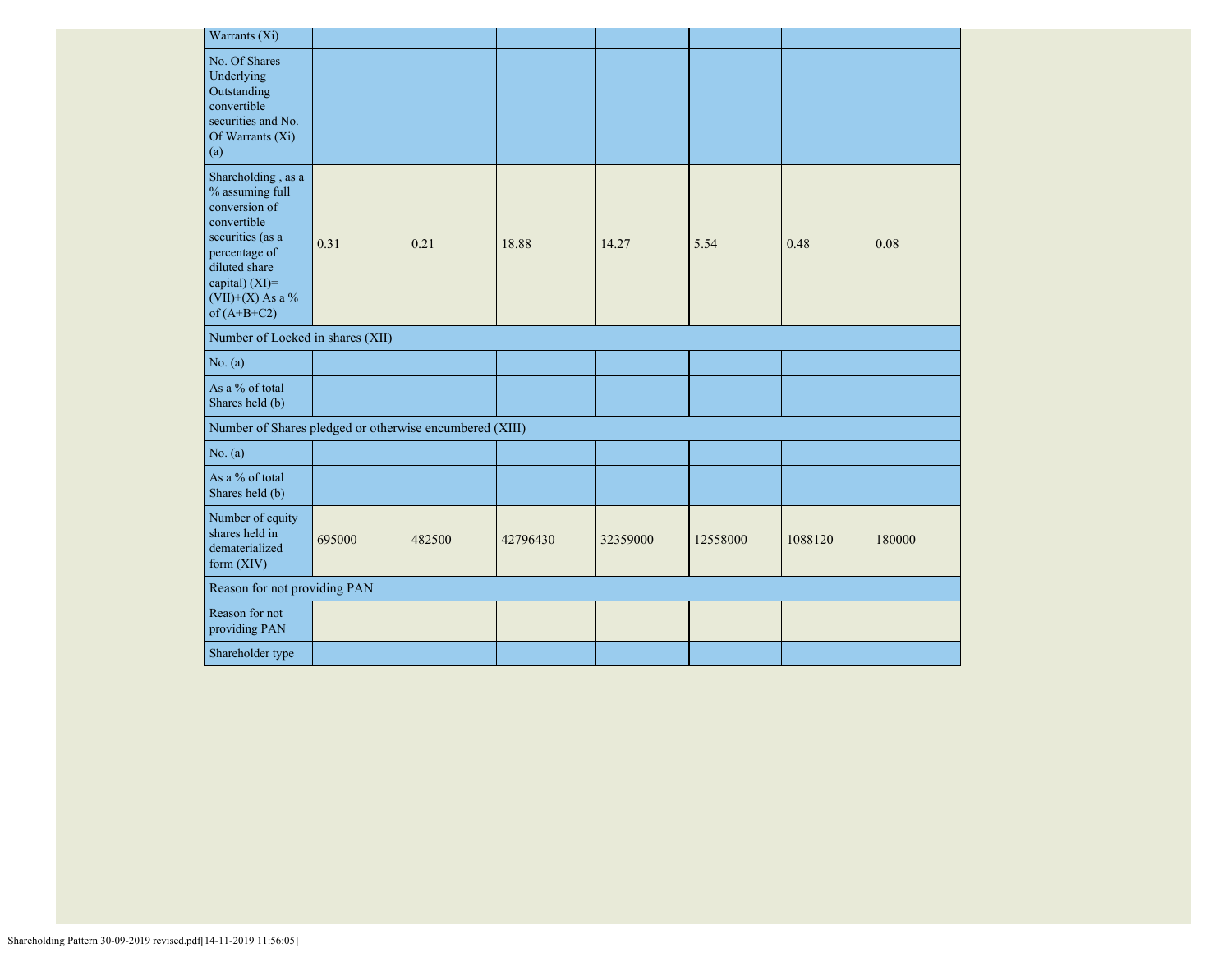| Warrants (Xi) | | | | | | | |
|---|---|---|---|---|---|---|---|
| No. Of Shares Underlying Outstanding convertible securities and No. Of Warrants (Xi) (a) | | | | | | | |
| Shareholding , as a % assuming full conversion of convertible securities (as a percentage of diluted share capital) (XI)= (VII)+(X) As a % of (A+B+C2) | 0.31 | 0.21 | 18.88 | 14.27 | 5.54 | 0.48 | 0.08 |
| Number of Locked in shares (XII) | | | | | | | |
| No. (a) | | | | | | | |
| As a % of total Shares held (b) | | | | | | | |
| Number of Shares pledged or otherwise encumbered (XIII) | | | | | | | |
| No. (a) | | | | | | | |
| As a % of total Shares held (b) | | | | | | | |
| Number of equity shares held in dematerialized form (XIV) | 695000 | 482500 | 42796430 | 32359000 | 12558000 | 1088120 | 180000 |
| Reason for not providing PAN | | | | | | | |
| Reason for not providing PAN | | | | | | | |
| Shareholder type | | | | | | | |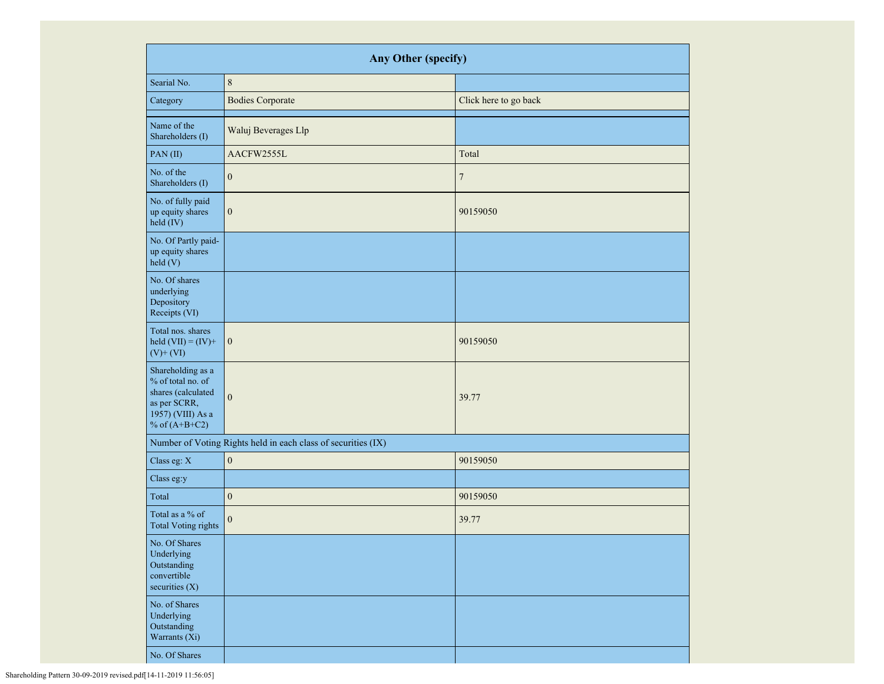| Any Other (specify) | | |
|---|---|---|
| Searial No. | 8 | |
| Category | Bodies Corporate | Click here to go back |
| | | |
| Name of the Shareholders (I) | Waluj Beverages Llp | |
| PAN (II) | AACFW2555L | Total |
| No. of the Shareholders (I) | 0 | 7 |
| No. of fully paid up equity shares held (IV) | 0 | 90159050 |
| No. Of Partly paid-up equity shares held (V) | | |
| No. Of shares underlying Depository Receipts (VI) | | |
| Total nos. shares held (VII) = (IV)+ (V)+ (VI) | 0 | 90159050 |
| Shareholding as a % of total no. of shares (calculated as per SCRR, 1957) (VIII) As a % of (A+B+C2) | 0 | 39.77 |
| Number of Voting Rights held in each class of securities (IX) | | |
| Class eg: X | 0 | 90159050 |
| Class eg:y | | |
| Total | 0 | 90159050 |
| Total as a % of Total Voting rights | 0 | 39.77 |
| No. Of Shares Underlying Outstanding convertible securities (X) | | |
| No. of Shares Underlying Outstanding Warrants (Xi) | | |
| No. Of Shares | | |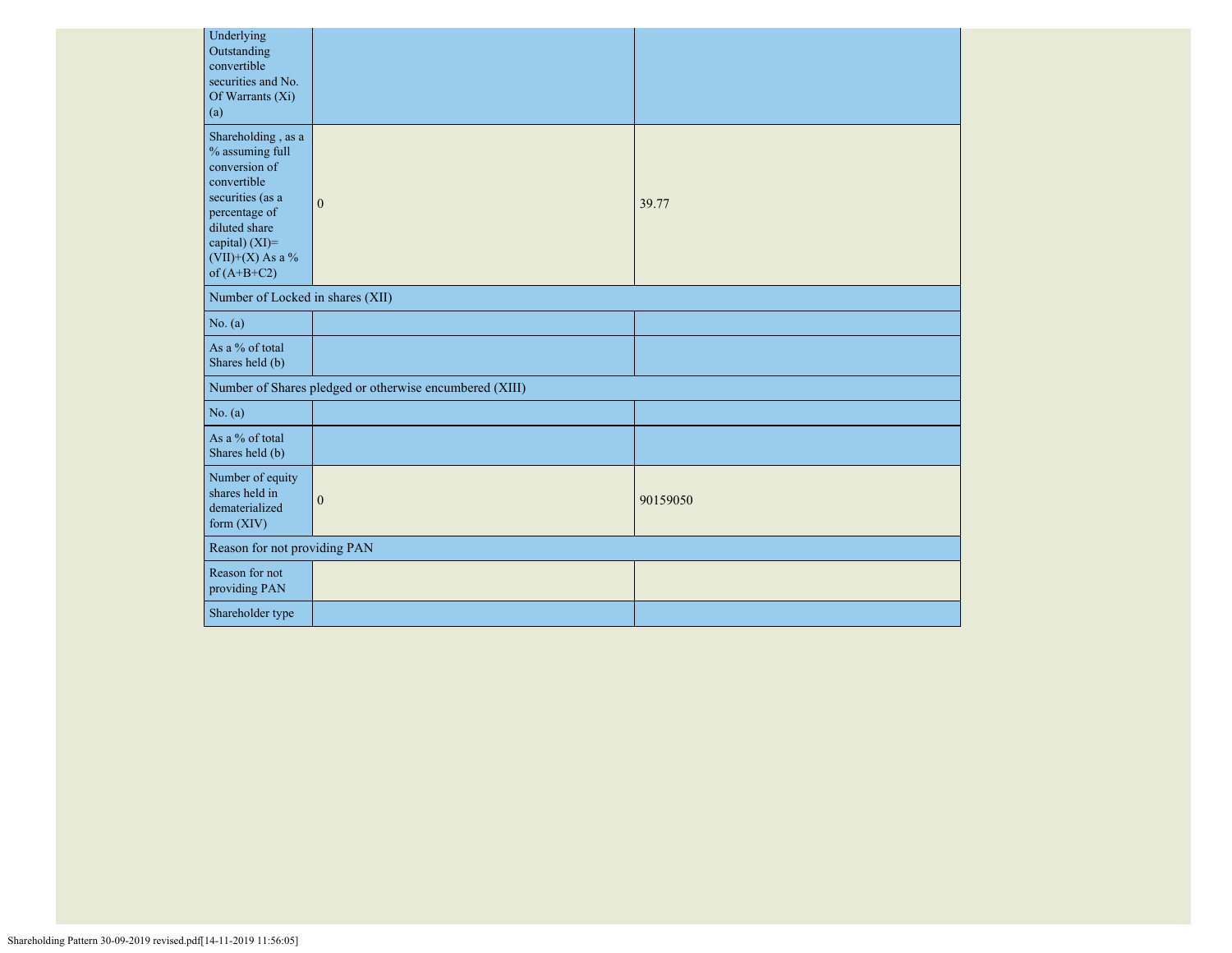| | | |
|---|---|---|
| Underlying Outstanding convertible securities and No. Of Warrants (Xi) (a) | | |
| Shareholding , as a % assuming full conversion of convertible securities (as a percentage of diluted share capital) (XI)= (VII)+(X) As a % of (A+B+C2) | 0 | 39.77 |
| Number of Locked in shares (XII) | | |
| No. (a) | | |
| As a % of total Shares held (b) | | |
| Number of Shares pledged or otherwise encumbered (XIII) | | |
| No. (a) | | |
| As a % of total Shares held (b) | | |
| Number of equity shares held in dematerialized form (XIV) | 0 | 90159050 |
| Reason for not providing PAN | | |
| Reason for not providing PAN | | |
| Shareholder type | | |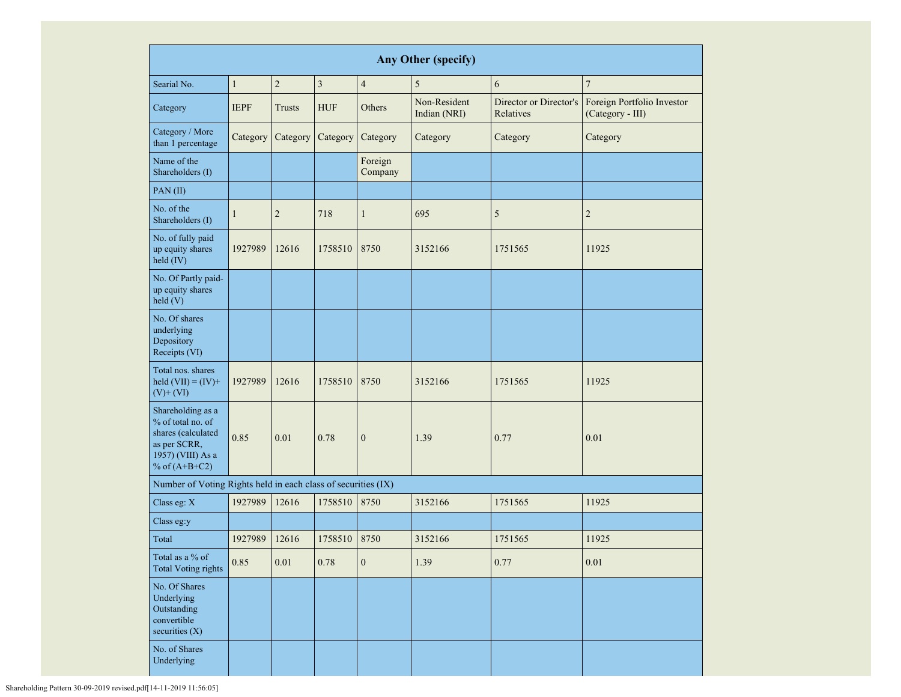| Any Other (specify) | | | | | | | |
|---|---|---|---|---|---|---|---|
| Searial No. | 1 | 2 | 3 | 4 | 5 | 6 | 7 |
| Category | IEPF | Trusts | HUF | Others | Non-Resident Indian (NRI) | Director or Director's Relatives | Foreign Portfolio Investor (Category - III) |
| Category / More than 1 percentage | Category | Category | Category | Category | Category | Category | Category |
| Name of the Shareholders (I) | | | | Foreign Company | | | |
| PAN (II) | | | | | | | |
| No. of the Shareholders (I) | 1 | 2 | 718 | 1 | 695 | 5 | 2 |
| No. of fully paid up equity shares held (IV) | 1927989 | 12616 | 1758510 | 8750 | 3152166 | 1751565 | 11925 |
| No. Of Partly paid-up equity shares held (V) | | | | | | | |
| No. Of shares underlying Depository Receipts (VI) | | | | | | | |
| Total nos. shares held (VII) = (IV)+ (V)+ (VI) | 1927989 | 12616 | 1758510 | 8750 | 3152166 | 1751565 | 11925 |
| Shareholding as a % of total no. of shares (calculated as per SCRR, 1957) (VIII) As a % of (A+B+C2) | 0.85 | 0.01 | 0.78 | 0 | 1.39 | 0.77 | 0.01 |
| Number of Voting Rights held in each class of securities (IX) | | | | | | | |
| Class eg: X | 1927989 | 12616 | 1758510 | 8750 | 3152166 | 1751565 | 11925 |
| Class eg:y | | | | | | | |
| Total | 1927989 | 12616 | 1758510 | 8750 | 3152166 | 1751565 | 11925 |
| Total as a % of Total Voting rights | 0.85 | 0.01 | 0.78 | 0 | 1.39 | 0.77 | 0.01 |
| No. Of Shares Underlying Outstanding convertible securities (X) | | | | | | | |
| No. of Shares Underlying | | | | | | | |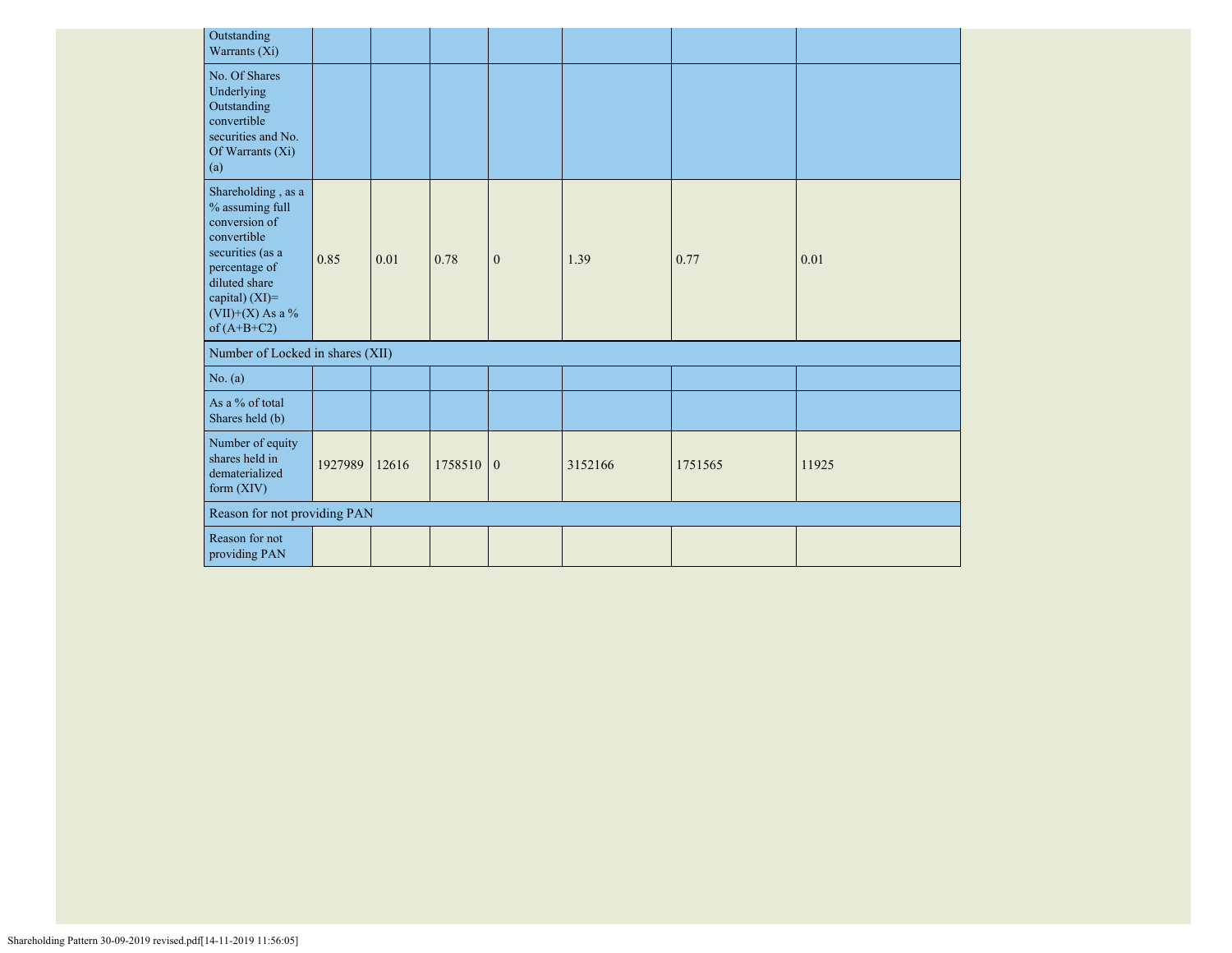| | | | | | | | |
|---|---|---|---|---|---|---|---|
| Outstanding Warrants (Xi) | | | | | | | |
| No. Of Shares Underlying Outstanding convertible securities and No. Of Warrants (Xi) (a) | | | | | | | |
| Shareholding , as a % assuming full conversion of convertible securities (as a percentage of diluted share capital) (XI)= (VII)+(X) As a % of (A+B+C2) | 0.85 | 0.01 | 0.78 | 0 | 1.39 | 0.77 | 0.01 |
| Number of Locked in shares (XII) | | | | | | | |
| No. (a) | | | | | | | |
| As a % of total Shares held (b) | | | | | | | |
| Number of equity shares held in dematerialized form (XIV) | 1927989 | 12616 | 1758510 | 0 | 3152166 | 1751565 | 11925 |
| Reason for not providing PAN | | | | | | | |
| Reason for not providing PAN | | | | | | | |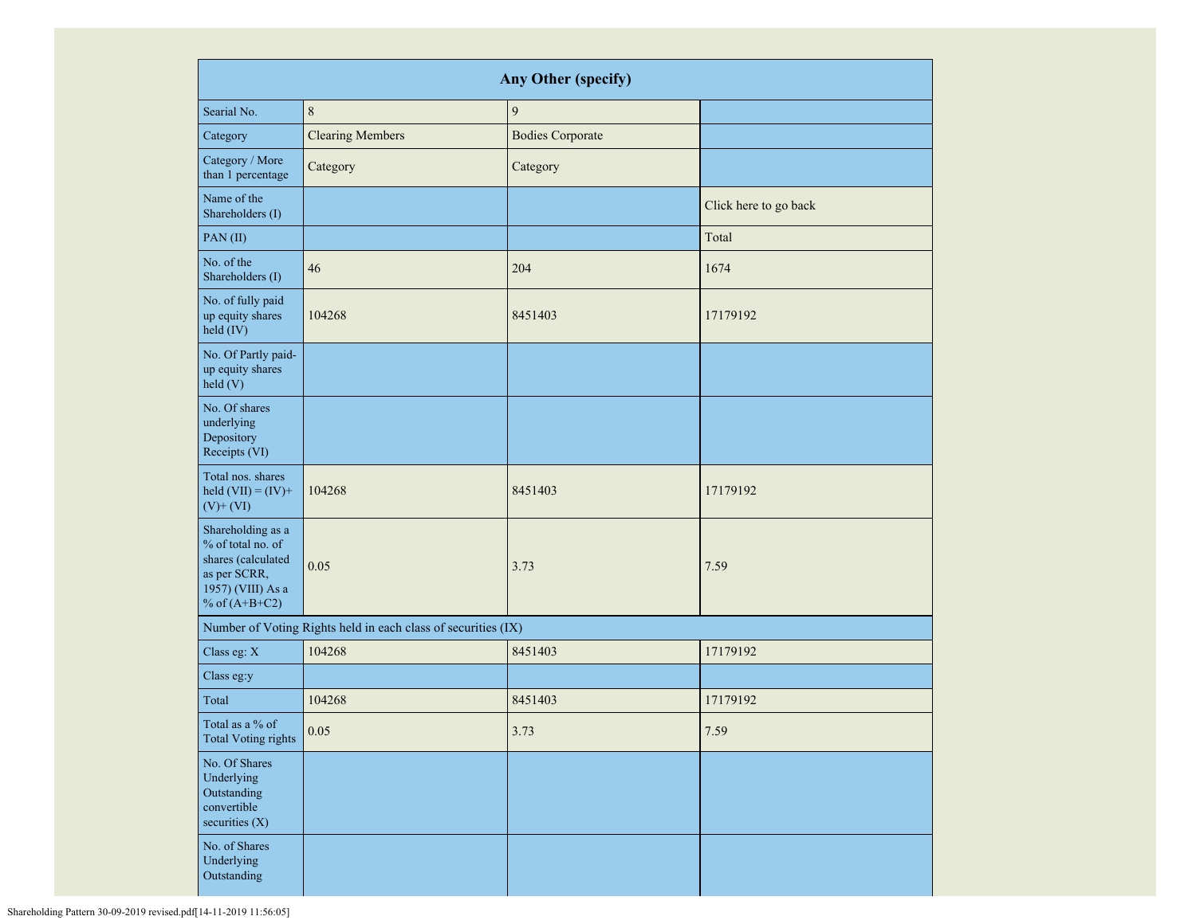| Any Other (specify) | | | |
|---|---|---|---|
| Searial No. | 8 | 9 | |
| Category | Clearing Members | Bodies Corporate | |
| Category / More than 1 percentage | Category | Category | |
| Name of the Shareholders (I) | | | Click here to go back |
| PAN (II) | | | Total |
| No. of the Shareholders (I) | 46 | 204 | 1674 |
| No. of fully paid up equity shares held (IV) | 104268 | 8451403 | 17179192 |
| No. Of Partly paid-up equity shares held (V) | | | |
| No. Of shares underlying Depository Receipts (VI) | | | |
| Total nos. shares held (VII) = (IV)+ (V)+ (VI) | 104268 | 8451403 | 17179192 |
| Shareholding as a % of total no. of shares (calculated as per SCRR, 1957) (VIII) As a % of (A+B+C2) | 0.05 | 3.73 | 7.59 |
| Number of Voting Rights held in each class of securities (IX) | | | |
| Class eg: X | 104268 | 8451403 | 17179192 |
| Class eg:y | | | |
| Total | 104268 | 8451403 | 17179192 |
| Total as a % of Total Voting rights | 0.05 | 3.73 | 7.59 |
| No. Of Shares Underlying Outstanding convertible securities (X) | | | |
| No. of Shares Underlying Outstanding | | | |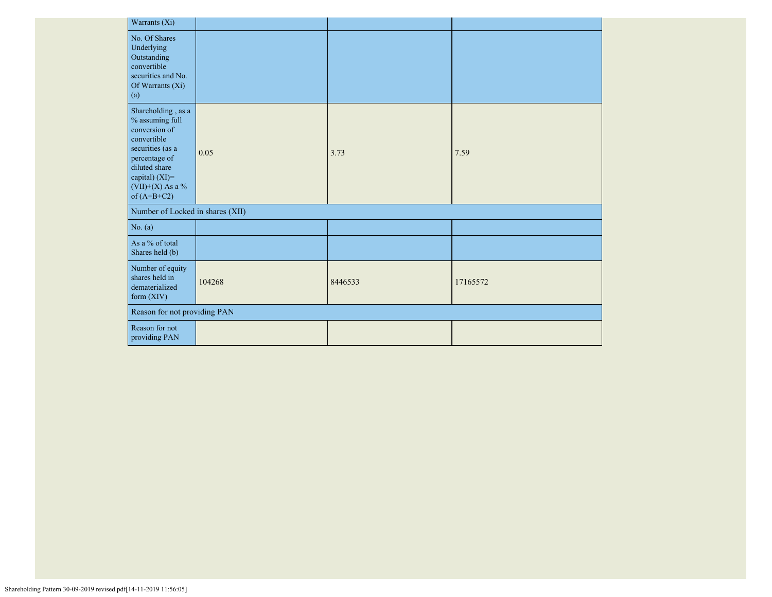| Warrants (Xi) | | | |
|---|---|---|---|
| No. Of Shares Underlying Outstanding convertible securities and No. Of Warrants (Xi) (a) | | | |
| Shareholding , as a % assuming full conversion of convertible securities (as a percentage of diluted share capital) (XI)= (VII)+(X) As a % of (A+B+C2) | 0.05 | 3.73 | 7.59 |
| Number of Locked in shares (XII) | | | |
| No. (a) | | | |
| As a % of total Shares held (b) | | | |
| Number of equity shares held in dematerialized form (XIV) | 104268 | 8446533 | 17165572 |
| Reason for not providing PAN | | | |
| Reason for not providing PAN | | | |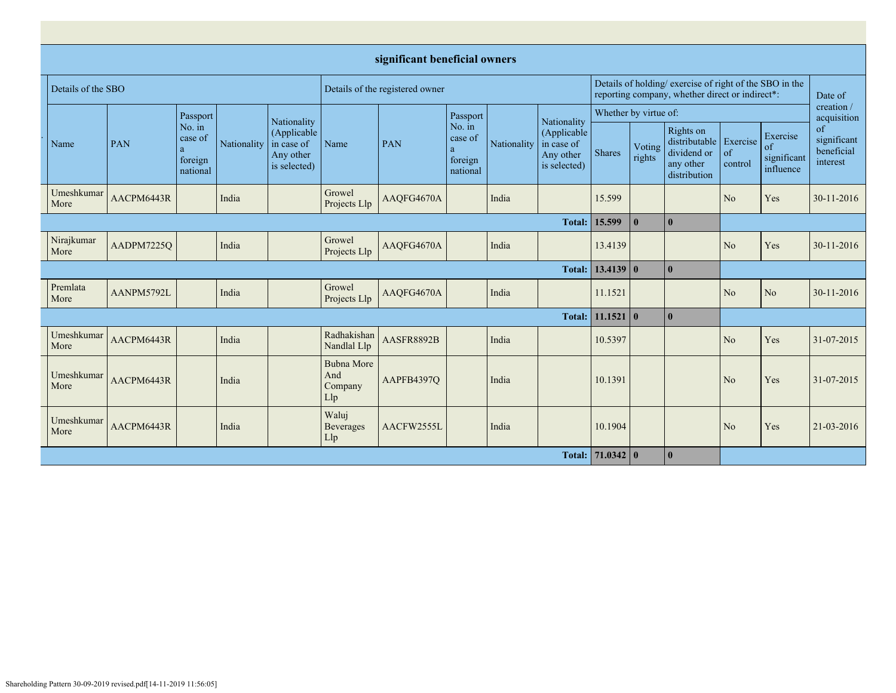| significant beneficial owners | | | | | | | | | | | | | | | | |
|---|---|---|---|---|---|---|---|---|---|---|---|---|---|---|---|---|
| Details of the SBO | | | | | Details of the registered owner | | | | | Details of holding/ exercise of right of the SBO in the reporting company, whether direct or indirect*: | | | | | Date of creation / acquisition of significant beneficial interest |
| | | | | | | | | | | Whether by virtue of: | | | | | |
| Name | PAN | Passport No. in case of a foreign national | Nationality | Nationality (Applicable in case of Any other is selected) | Name | PAN | Passport No. in case of a foreign national | Nationality | Nationality (Applicable in case of Any other is selected) | Shares | Voting rights | Rights on distributable dividend or any other distribution | Exercise of control | Exercise of significant influence | |
| Umeshkumar More | AACPM6443R | | India | | Growel Projects Llp | AAQFG4670A | | India | | 15.599 | | | No | Yes | 30-11-2016 |
| | | | | | | | | | **Total:** | **15.599** | **0** | **0** | | | |
| Nirajkumar More | AADPM7225Q | | India | | Growel Projects Llp | AAQFG4670A | | India | | 13.4139 | | | No | Yes | 30-11-2016 |
| | | | | | | | | | **Total:** | **13.4139** | **0** | **0** | | | |
| Premlata More | AANPM5792L | | India | | Growel Projects Llp | AAQFG4670A | | India | | 11.1521 | | | No | No | 30-11-2016 |
| | | | | | | | | | **Total:** | **11.1521** | **0** | **0** | | | |
| Umeshkumar More | AACPM6443R | | India | | Radhakishan Nandlal Llp | AASFR8892B | | India | | 10.5397 | | | No | Yes | 31-07-2015 |
| Umeshkumar More | AACPM6443R | | India | | Bubna More And Company Llp | AAPFB4397Q | | India | | 10.1391 | | | No | Yes | 31-07-2015 |
| Umeshkumar More | AACPM6443R | | India | | Waluj Beverages Llp | AACFW2555L | | India | | 10.1904 | | | No | Yes | 21-03-2016 |
| | | | | | | | | | **Total:** | **71.0342** | **0** | **0** | | | |